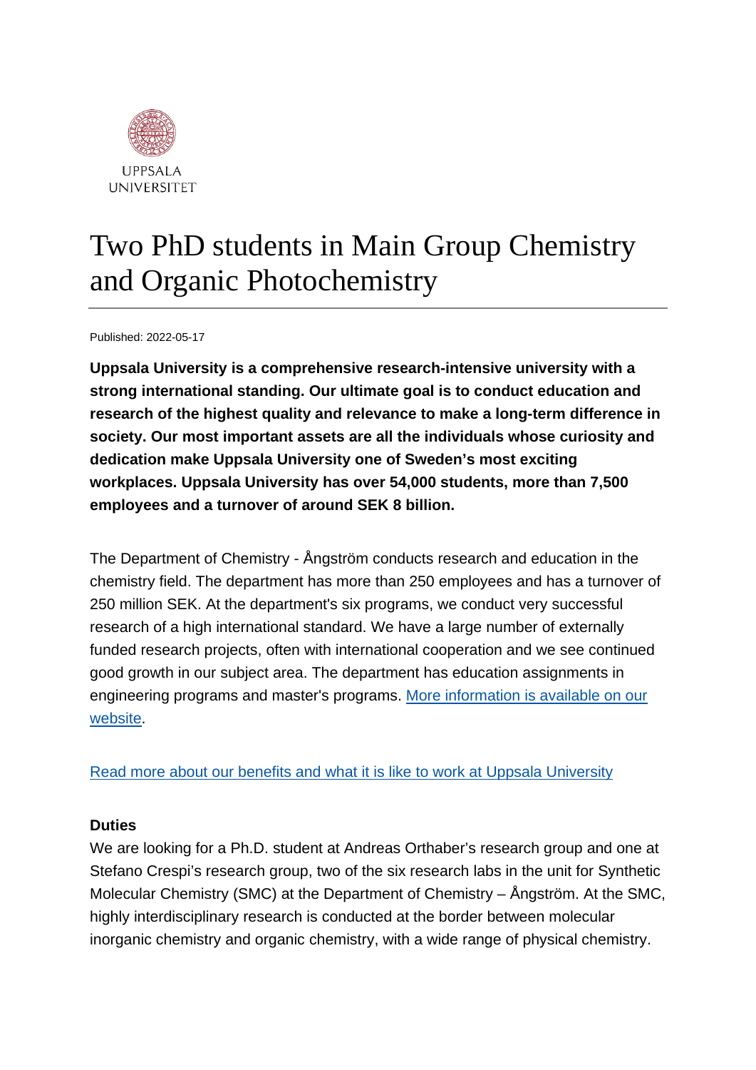UPPSALA UNIVERSITET

# Two PhD students in Main Group Chemistry and Organic Photochemistry

Published: 2022-05-17

**Uppsala University is a comprehensive research-intensive university with a strong international standing. Our ultimate goal is to conduct education and research of the highest quality and relevance to make a long-term difference in society. Our most important assets are all the individuals whose curiosity and dedication make Uppsala University one of Sweden's most exciting workplaces. Uppsala University has over 54,000 students, more than 7,500 employees and a turnover of around SEK 8 billion.**

The Department of Chemistry - Ångström conducts research and education in the chemistry field. The department has more than 250 employees and has a turnover of 250 million SEK. At the department's six programs, we conduct very successful research of a high international standard. We have a large number of externally funded research projects, often with international cooperation and we see continued good growth in our subject area. The department has education assignments in engineering programs and master's programs. More information is available on our website.

Read more about our benefits and what it is like to work at Uppsala University

**Duties**

We are looking for a Ph.D. student at Andreas Orthaber's research group and one at Stefano Crespi's research group, two of the six research labs in the unit for Synthetic Molecular Chemistry (SMC) at the Department of Chemistry – Ångström. At the SMC, highly interdisciplinary research is conducted at the border between molecular inorganic chemistry and organic chemistry, with a wide range of physical chemistry.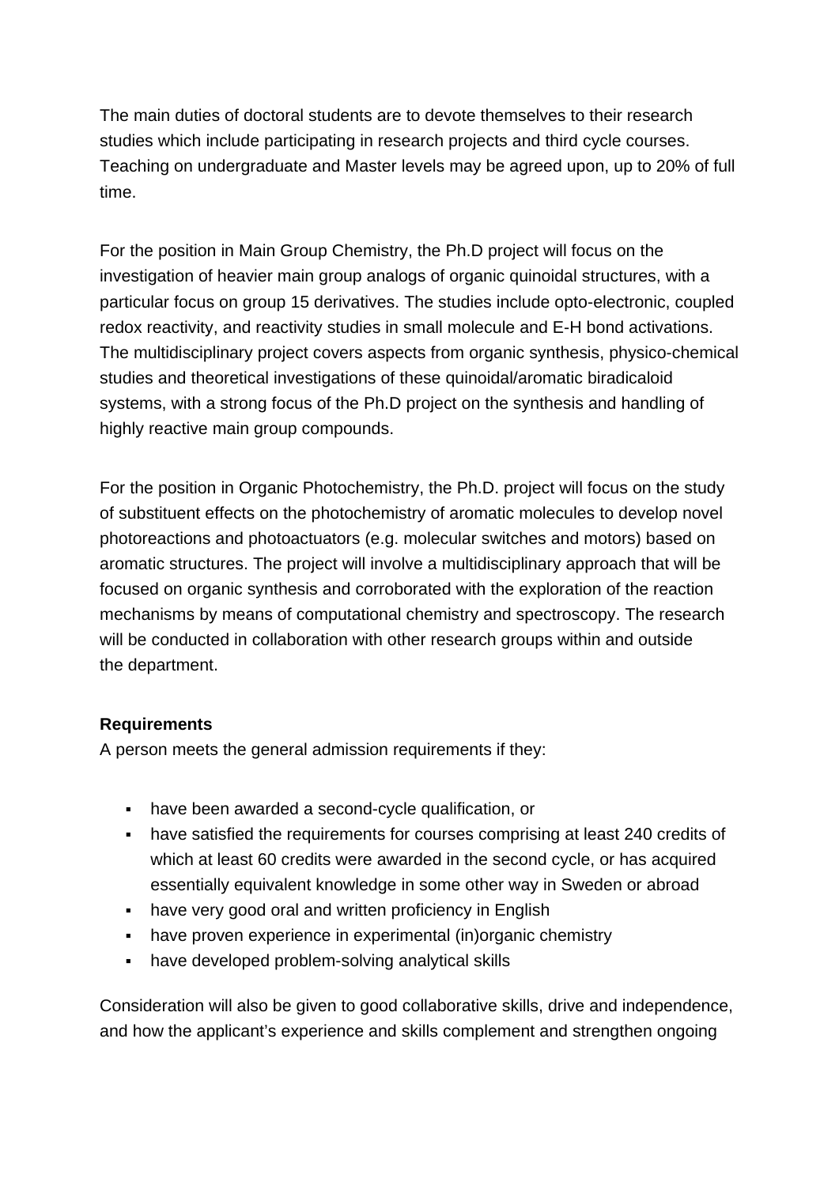The main duties of doctoral students are to devote themselves to their research studies which include participating in research projects and third cycle courses. Teaching on undergraduate and Master levels may be agreed upon, up to 20% of full time.

For the position in Main Group Chemistry, the Ph.D project will focus on the investigation of heavier main group analogs of organic quinoidal structures, with a particular focus on group 15 derivatives. The studies include opto-electronic, coupled redox reactivity, and reactivity studies in small molecule and E-H bond activations. The multidisciplinary project covers aspects from organic synthesis, physico-chemical studies and theoretical investigations of these quinoidal/aromatic biradicaloid systems, with a strong focus of the Ph.D project on the synthesis and handling of highly reactive main group compounds.

For the position in Organic Photochemistry, the Ph.D. project will focus on the study of substituent effects on the photochemistry of aromatic molecules to develop novel photoreactions and photoactuators (e.g. molecular switches and motors) based on aromatic structures. The project will involve a multidisciplinary approach that will be focused on organic synthesis and corroborated with the exploration of the reaction mechanisms by means of computational chemistry and spectroscopy. The research will be conducted in collaboration with other research groups within and outside the department.

**Requirements**

A person meets the general admission requirements if they:

- have been awarded a second-cycle qualification, or
- have satisfied the requirements for courses comprising at least 240 credits of which at least 60 credits were awarded in the second cycle, or has acquired essentially equivalent knowledge in some other way in Sweden or abroad
- have very good oral and written proficiency in English
- have proven experience in experimental (in)organic chemistry
- have developed problem-solving analytical skills

Consideration will also be given to good collaborative skills, drive and independence, and how the applicant's experience and skills complement and strengthen ongoing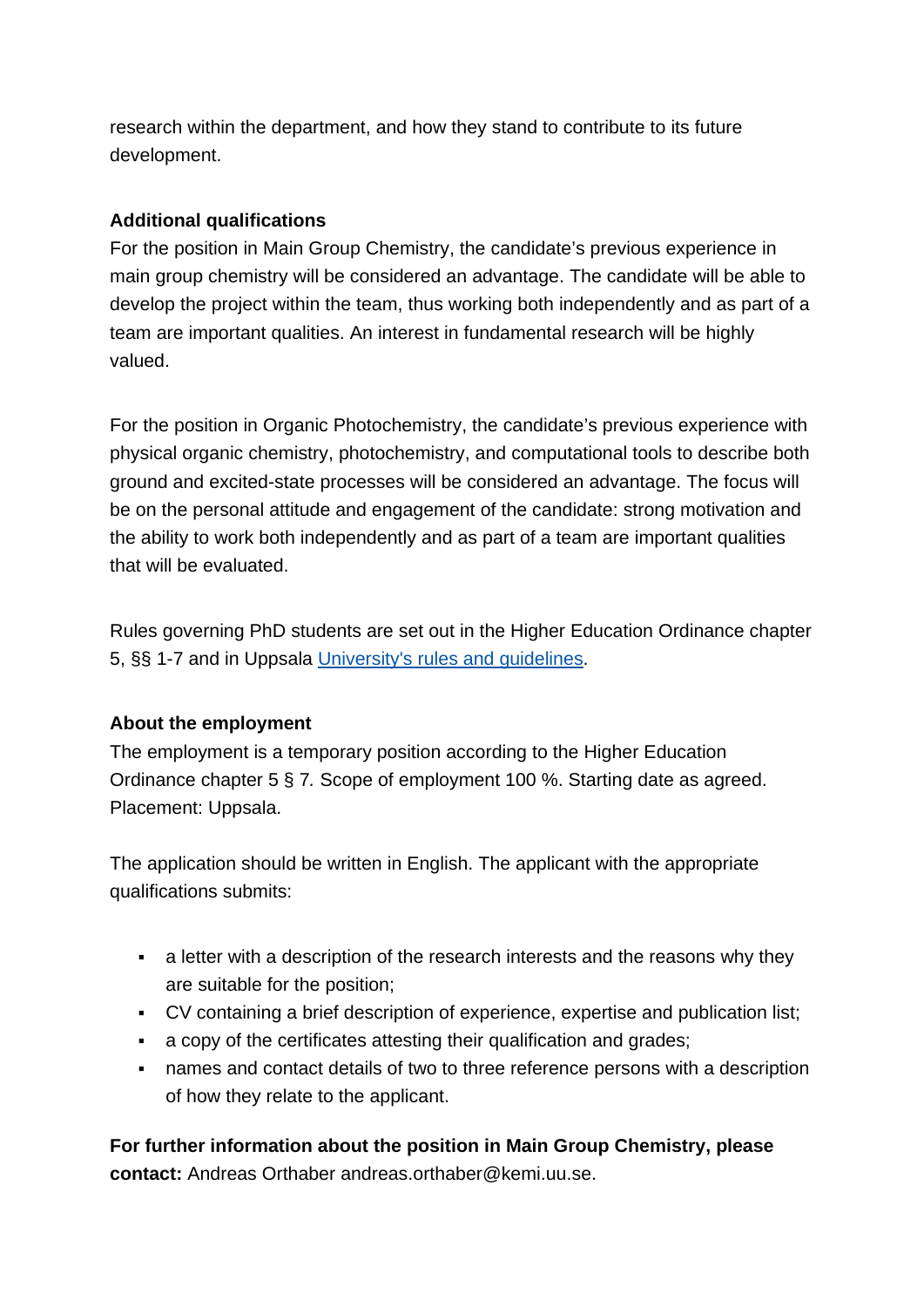research within the department, and how they stand to contribute to its future development.

**Additional qualifications**
For the position in Main Group Chemistry, the candidate's previous experience in main group chemistry will be considered an advantage. The candidate will be able to develop the project within the team, thus working both independently and as part of a team are important qualities. An interest in fundamental research will be highly valued.

For the position in Organic Photochemistry, the candidate's previous experience with physical organic chemistry, photochemistry, and computational tools to describe both ground and excited-state processes will be considered an advantage. The focus will be on the personal attitude and engagement of the candidate: strong motivation and the ability to work both independently and as part of a team are important qualities that will be evaluated.

Rules governing PhD students are set out in the Higher Education Ordinance chapter 5, §§ 1-7 and in Uppsala [University's rules and guidelines](https://www.uu.se/).

**About the employment**
The employment is a temporary position according to the Higher Education Ordinance chapter 5 § 7. Scope of employment 100 %. Starting date as agreed. Placement: Uppsala.

The application should be written in English. The applicant with the appropriate qualifications submits:

- a letter with a description of the research interests and the reasons why they are suitable for the position;
- CV containing a brief description of experience, expertise and publication list;
- a copy of the certificates attesting their qualification and grades;
- names and contact details of two to three reference persons with a description of how they relate to the applicant.

**For further information about the position in Main Group Chemistry, please contact:** Andreas Orthaber andreas.orthaber@kemi.uu.se.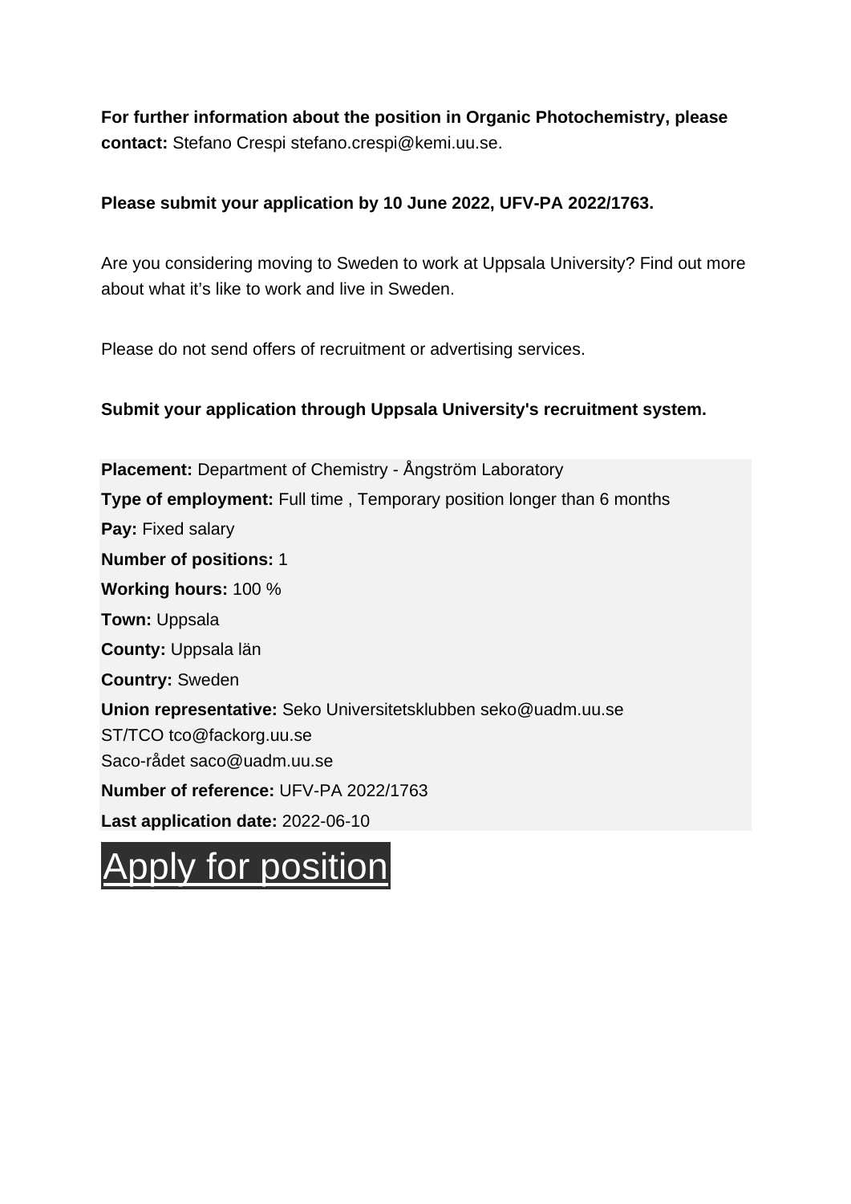**For further information about the position in Organic Photochemistry, please contact:** Stefano Crespi stefano.crespi@kemi.uu.se.

**Please submit your application by 10 June 2022, UFV-PA 2022/1763.**

Are you considering moving to Sweden to work at Uppsala University? Find out more about what it's like to work and live in Sweden.

Please do not send offers of recruitment or advertising services.

**Submit your application through Uppsala University's recruitment system.**

**Placement:** Department of Chemistry - Ångström Laboratory
**Type of employment:** Full time , Temporary position longer than 6 months
**Pay:** Fixed salary
**Number of positions:** 1
**Working hours:** 100 %
**Town:** Uppsala
**County:** Uppsala län
**Country:** Sweden
**Union representative:** Seko Universitetsklubben seko@uadm.uu.se
ST/TCO tco@fackorg.uu.se
Saco-rådet saco@uadm.uu.se
**Number of reference:** UFV-PA 2022/1763
**Last application date:** 2022-06-10

Apply for position